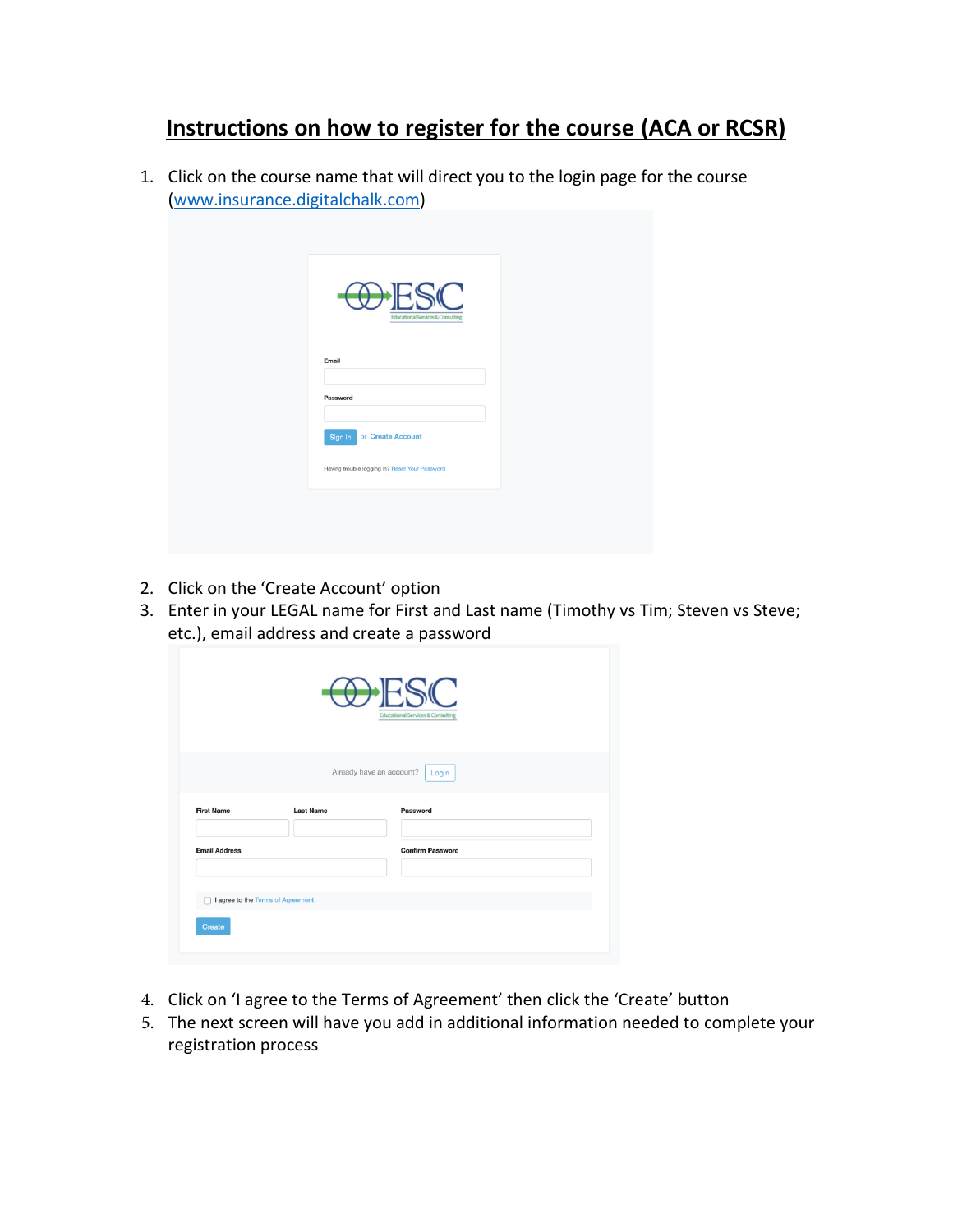# Instructions on how to register for the course (ACA or RCSR)

1. Click on the course name that will direct you to the login page for the course ([www.insurance.digitalchalk.com](www.insurance.digitalchalk.com))

2. Click on the 'Create Account' option
3. Enter in your LEGAL name for First and Last name (Timothy vs Tim; Steven vs Steve; etc.), email address and create a password

4. Click on 'I agree to the Terms of Agreement' then click the 'Create' button
5. The next screen will have you add in additional information needed to complete your registration process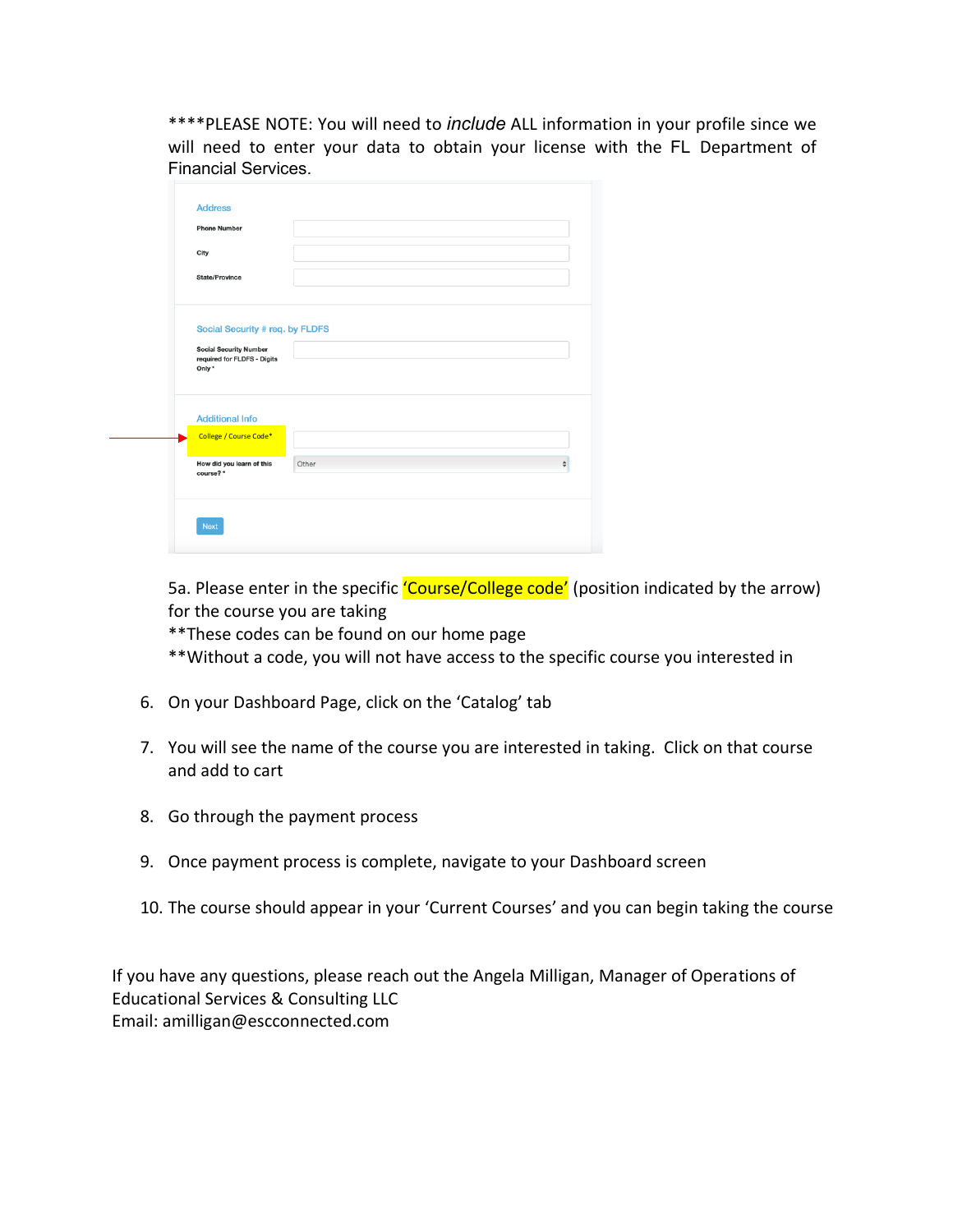****PLEASE NOTE: You will need to *include* ALL information in your profile since we will need to enter your data to obtain your license with the FL Department of Financial Services.

Address

Phone Number

City

State/Province

Social Security # req. by FLDFS

Social Security Number required for FLDFS - Digits Only *

Additional Info

College / Course Code*

How did you learn of this course? *

Other

Next

5a. Please enter in the specific **'Course/College code'** (position indicated by the arrow) for the course you are taking
**These codes can be found on our home page
**Without a code, you will not have access to the specific course you interested in

6. On your Dashboard Page, click on the 'Catalog' tab

7. You will see the name of the course you are interested in taking. Click on that course and add to cart

8. Go through the payment process

9. Once payment process is complete, navigate to your Dashboard screen

10. The course should appear in your 'Current Courses' and you can begin taking the course

If you have any questions, please reach out the Angela Milligan, Manager of Operations of Educational Services & Consulting LLC
Email: amilligan@escconnected.com